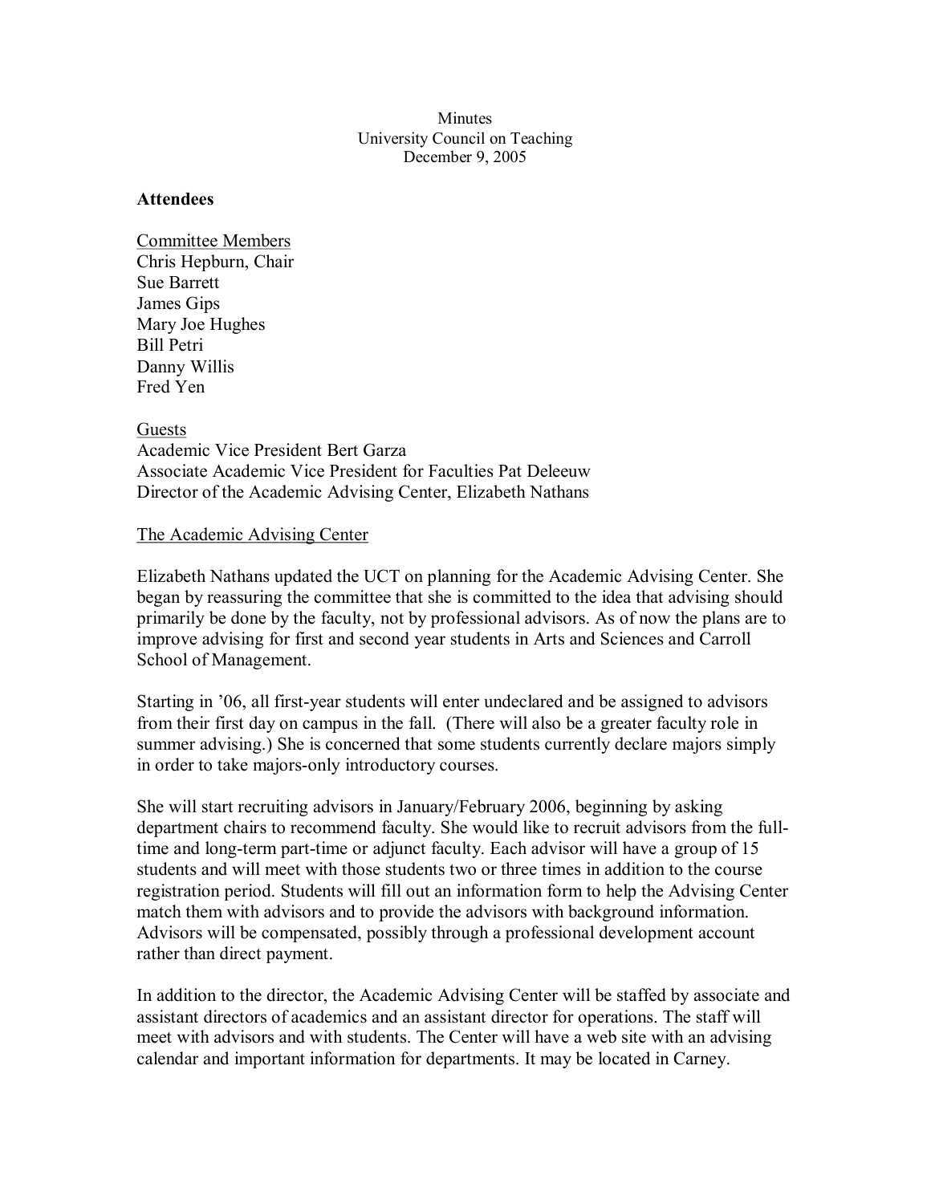Minutes
University Council on Teaching
December 9, 2005

**Attendees**

Committee Members
Chris Hepburn, Chair
Sue Barrett
James Gips
Mary Joe Hughes
Bill Petri
Danny Willis
Fred Yen

Guests
Academic Vice President Bert Garza
Associate Academic Vice President for Faculties Pat Deleeuw
Director of the Academic Advising Center, Elizabeth Nathans

The Academic Advising Center

Elizabeth Nathans updated the UCT on planning for the Academic Advising Center. She began by reassuring the committee that she is committed to the idea that advising should primarily be done by the faculty, not by professional advisors. As of now the plans are to improve advising for first and second year students in Arts and Sciences and Carroll School of Management.

Starting in '06, all first-year students will enter undeclared and be assigned to advisors from their first day on campus in the fall. (There will also be a greater faculty role in summer advising.) She is concerned that some students currently declare majors simply in order to take majors-only introductory courses.

She will start recruiting advisors in January/February 2006, beginning by asking department chairs to recommend faculty. She would like to recruit advisors from the full-time and long-term part-time or adjunct faculty. Each advisor will have a group of 15 students and will meet with those students two or three times in addition to the course registration period. Students will fill out an information form to help the Advising Center match them with advisors and to provide the advisors with background information. Advisors will be compensated, possibly through a professional development account rather than direct payment.

In addition to the director, the Academic Advising Center will be staffed by associate and assistant directors of academics and an assistant director for operations. The staff will meet with advisors and with students. The Center will have a web site with an advising calendar and important information for departments. It may be located in Carney.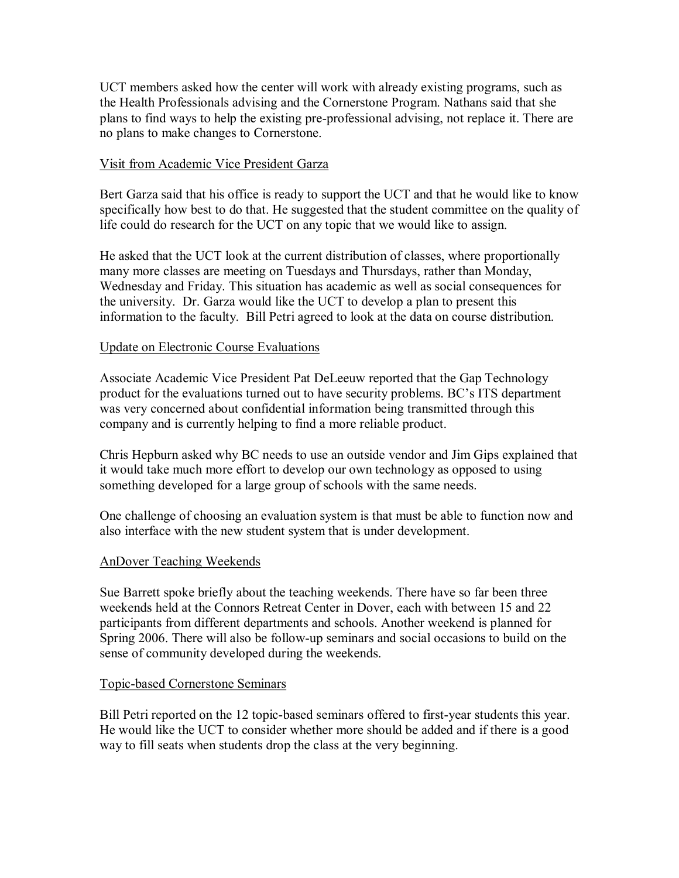UCT members asked how the center will work with already existing programs, such as the Health Professionals advising and the Cornerstone Program. Nathans said that she plans to find ways to help the existing pre-professional advising, not replace it. There are no plans to make changes to Cornerstone.

<u>Visit from Academic Vice President Garza</u>

Bert Garza said that his office is ready to support the UCT and that he would like to know specifically how best to do that. He suggested that the student committee on the quality of life could do research for the UCT on any topic that we would like to assign.

He asked that the UCT look at the current distribution of classes, where proportionally many more classes are meeting on Tuesdays and Thursdays, rather than Monday, Wednesday and Friday. This situation has academic as well as social consequences for the university. Dr. Garza would like the UCT to develop a plan to present this information to the faculty. Bill Petri agreed to look at the data on course distribution.

<u>Update on Electronic Course Evaluations</u>

Associate Academic Vice President Pat DeLeeuw reported that the Gap Technology product for the evaluations turned out to have security problems. BC's ITS department was very concerned about confidential information being transmitted through this company and is currently helping to find a more reliable product.

Chris Hepburn asked why BC needs to use an outside vendor and Jim Gips explained that it would take much more effort to develop our own technology as opposed to using something developed for a large group of schools with the same needs.

One challenge of choosing an evaluation system is that must be able to function now and also interface with the new student system that is under development.

<u>AnDover Teaching Weekends</u>

Sue Barrett spoke briefly about the teaching weekends. There have so far been three weekends held at the Connors Retreat Center in Dover, each with between 15 and 22 participants from different departments and schools. Another weekend is planned for Spring 2006. There will also be follow-up seminars and social occasions to build on the sense of community developed during the weekends.

<u>Topic-based Cornerstone Seminars</u>

Bill Petri reported on the 12 topic-based seminars offered to first-year students this year. He would like the UCT to consider whether more should be added and if there is a good way to fill seats when students drop the class at the very beginning.